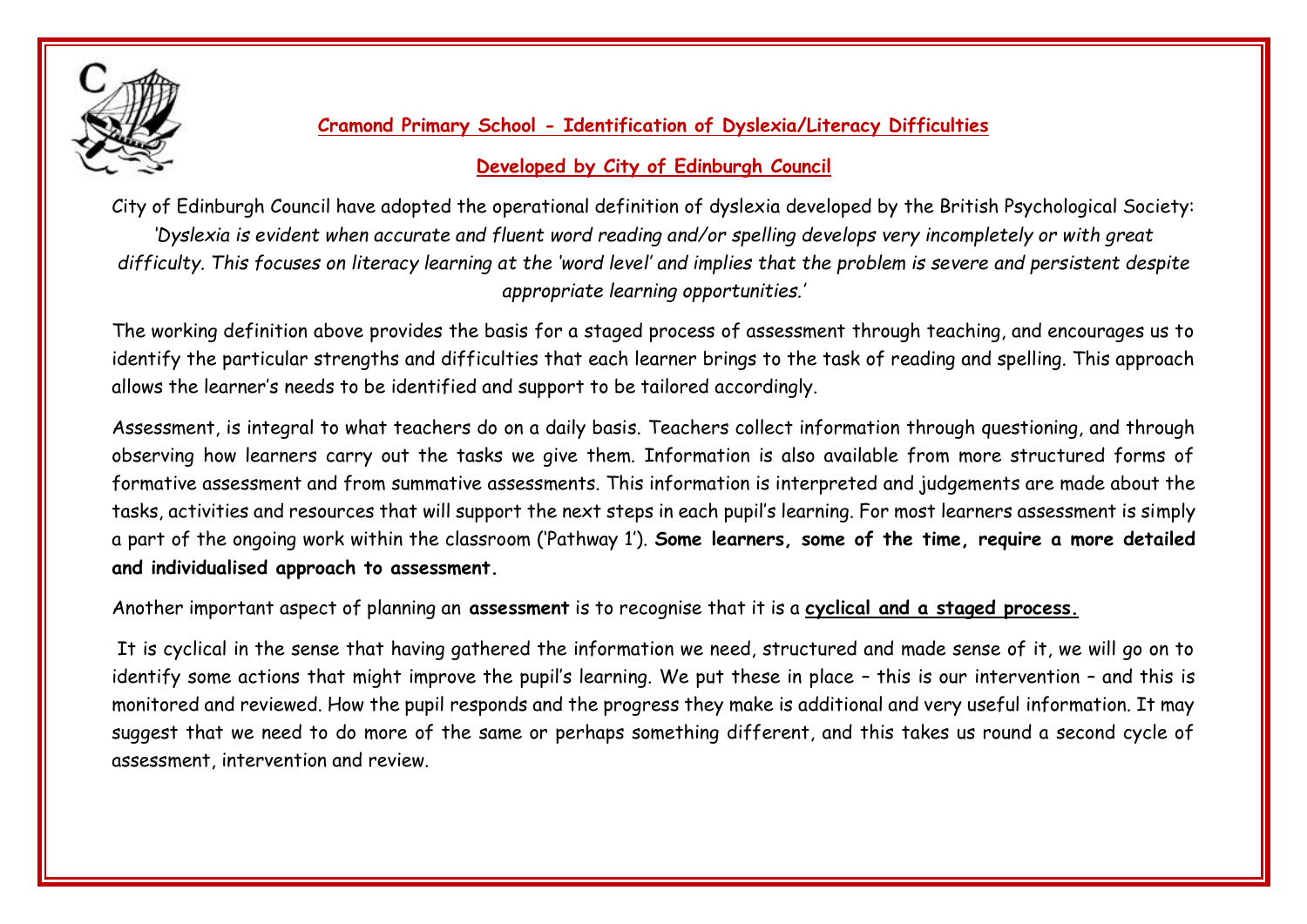## Cramond Primary School - Identification of Dyslexia/Literacy Difficulties

### Developed by City of Edinburgh Council

City of Edinburgh Council have adopted the operational definition of dyslexia developed by the British Psychological Society:

*'Dyslexia is evident when accurate and fluent word reading and/or spelling develops very incompletely or with great difficulty. This focuses on literacy learning at the 'word level' and implies that the problem is severe and persistent despite appropriate learning opportunities.'*

The working definition above provides the basis for a staged process of assessment through teaching, and encourages us to identify the particular strengths and difficulties that each learner brings to the task of reading and spelling. This approach allows the learner's needs to be identified and support to be tailored accordingly.

Assessment, is integral to what teachers do on a daily basis. Teachers collect information through questioning, and through observing how learners carry out the tasks we give them. Information is also available from more structured forms of formative assessment and from summative assessments. This information is interpreted and judgements are made about the tasks, activities and resources that will support the next steps in each pupil's learning. For most learners assessment is simply a part of the ongoing work within the classroom ('Pathway 1'). **Some learners, some of the time, require a more detailed and individualised approach to assessment.**

Another important aspect of planning an **assessment** is to recognise that it is a **cyclical and a staged process.**

It is cyclical in the sense that having gathered the information we need, structured and made sense of it, we will go on to identify some actions that might improve the pupil's learning. We put these in place – this is our intervention – and this is monitored and reviewed. How the pupil responds and the progress they make is additional and very useful information. It may suggest that we need to do more of the same or perhaps something different, and this takes us round a second cycle of assessment, intervention and review.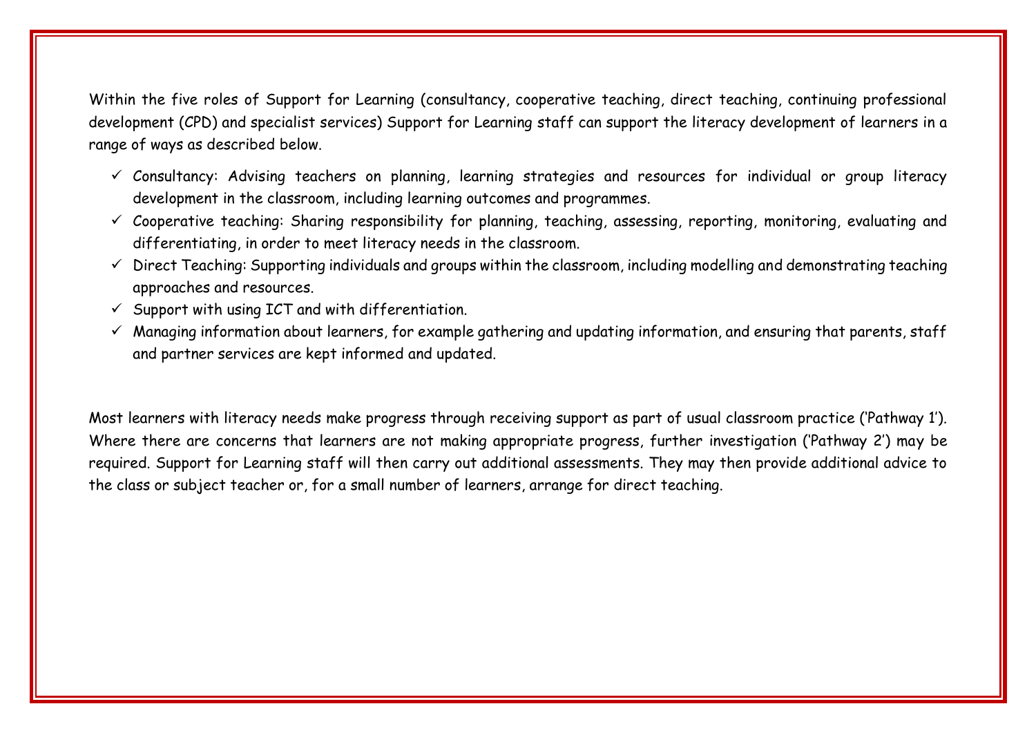Within the five roles of Support for Learning (consultancy, cooperative teaching, direct teaching, continuing professional development (CPD) and specialist services) Support for Learning staff can support the literacy development of learners in a range of ways as described below.

- ✓ Consultancy: Advising teachers on planning, learning strategies and resources for individual or group literacy development in the classroom, including learning outcomes and programmes.
- ✓ Cooperative teaching: Sharing responsibility for planning, teaching, assessing, reporting, monitoring, evaluating and differentiating, in order to meet literacy needs in the classroom.
- ✓ Direct Teaching: Supporting individuals and groups within the classroom, including modelling and demonstrating teaching approaches and resources.
- ✓ Support with using ICT and with differentiation.
- ✓ Managing information about learners, for example gathering and updating information, and ensuring that parents, staff and partner services are kept informed and updated.

Most learners with literacy needs make progress through receiving support as part of usual classroom practice ('Pathway 1'). Where there are concerns that learners are not making appropriate progress, further investigation ('Pathway 2') may be required. Support for Learning staff will then carry out additional assessments. They may then provide additional advice to the class or subject teacher or, for a small number of learners, arrange for direct teaching.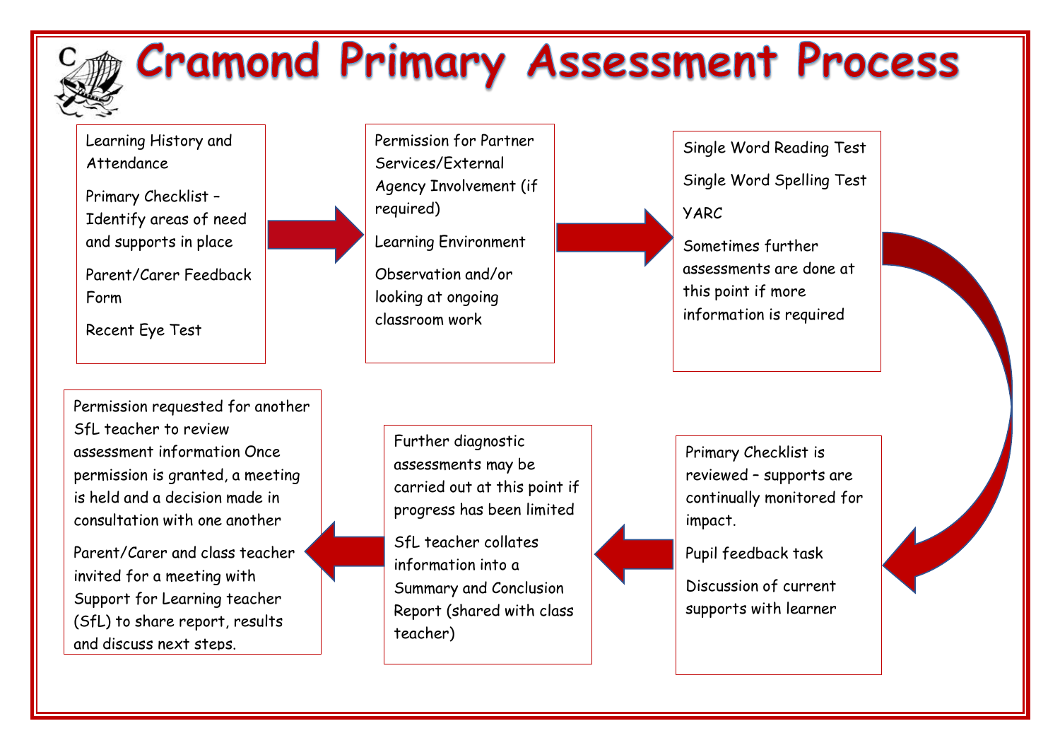# Cramond Primary Assessment Process

Learning History and Attendance

Primary Checklist – Identify areas of need and supports in place

Parent/Carer Feedback Form

Recent Eye Test

Permission for Partner Services/External Agency Involvement (if required)

Learning Environment

Observation and/or looking at ongoing classroom work

Single Word Reading Test

Single Word Spelling Test

YARC

Sometimes further assessments are done at this point if more information is required

Primary Checklist is reviewed – supports are continually monitored for impact.

Pupil feedback task

Discussion of current supports with learner

Further diagnostic assessments may be carried out at this point if progress has been limited

SfL teacher collates information into a Summary and Conclusion Report (shared with class teacher)

Permission requested for another SfL teacher to review assessment information Once permission is granted, a meeting is held and a decision made in consultation with one another

Parent/Carer and class teacher invited for a meeting with Support for Learning teacher (SfL) to share report, results and discuss next steps.